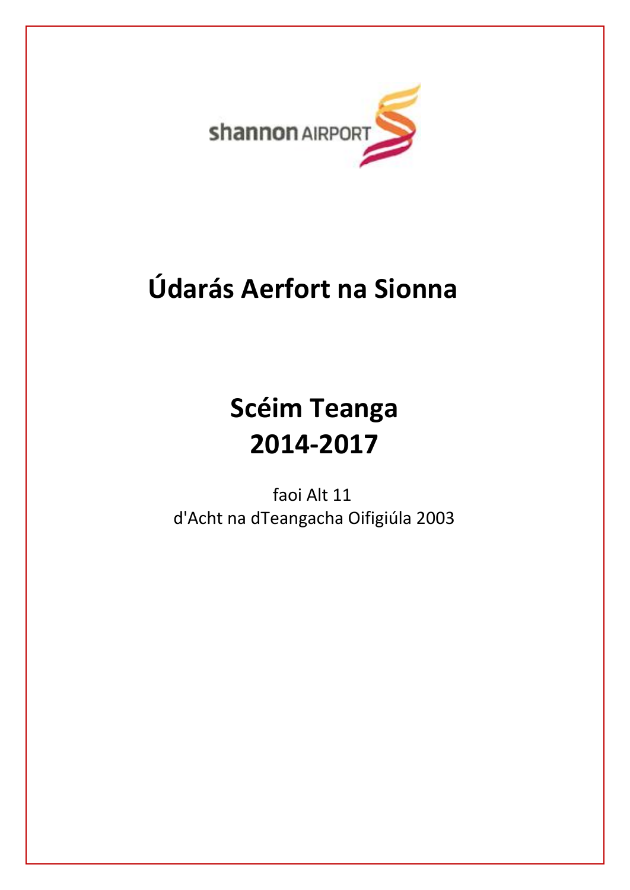shannon AIRPORT

# Údarás Aerfort na Sionna

# Scéim Teanga
# 2014-2017

faoi Alt 11
d'Acht na dTeangacha Oifigiúla 2003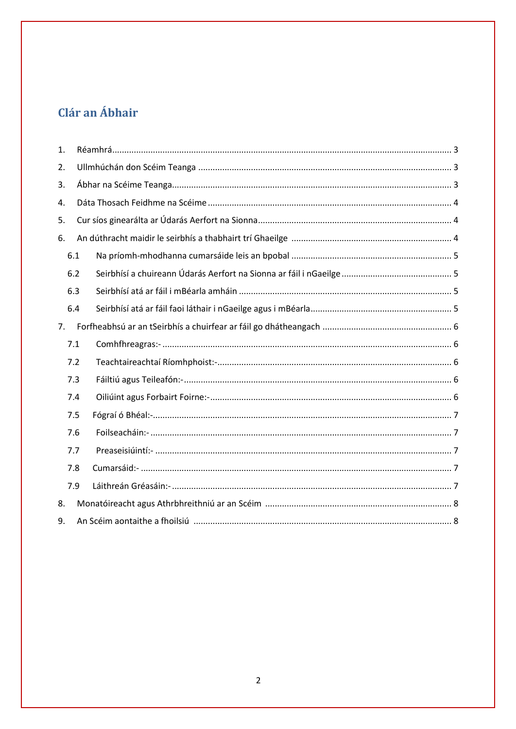## Clár an Ábhair

1. Réamhrá ... 3
2. Ullmhúchán don Scéim Teanga ... 3
3. Ábhar na Scéime Teanga ... 3
4. Dáta Thosach Feidhme na Scéime ... 4
5. Cur síos ginearálta ar Údarás Aerfort na Sionna ... 4
6. An dúthracht maidir le seirbhís a thabhairt trí Ghaeilge ... 4
   - 6.1 Na príomh-mhodhanna cumarsáide leis an bpobal ... 5
   - 6.2 Seirbhísí a chuireann Údarás Aerfort na Sionna ar fáil i nGaeilge ... 5
   - 6.3 Seirbhísí atá ar fáil i mBéarla amháin ... 5
   - 6.4 Seirbhísí atá ar fáil faoi láthair i nGaeilge agus i mBéarla ... 5
7. Forfheabhsú ar an tSeirbhís a chuirfear ar fáil go dhátheangach ... 6
   - 7.1 Comhfhreagras:- ... 6
   - 7.2 Teachtaireachtaí Ríomhphoist:- ... 6
   - 7.3 Fáiltiú agus Teileafón:- ... 6
   - 7.4 Oiliúint agus Forbairt Foirne:- ... 6
   - 7.5 Fógraí ó Bhéal:- ... 7
   - 7.6 Foilseacháin:- ... 7
   - 7.7 Preaseisiúintí:- ... 7
   - 7.8 Cumarsáid:- ... 7
   - 7.9 Láithreán Gréasáin:- ... 7
8. Monatóireacht agus Athrbhreithniú ar an Scéim ... 8
9. An Scéim aontaithe a fhoilsiú ... 8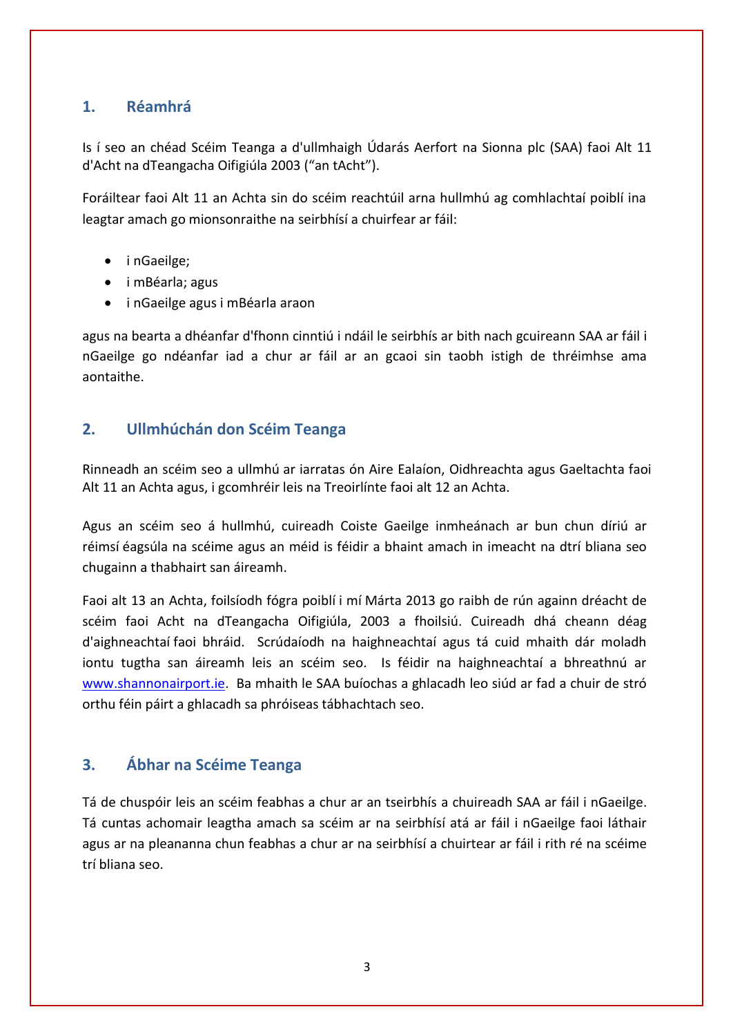## 1. Réamhrá

Is í seo an chéad Scéim Teanga a d'ullmhaigh Údarás Aerfort na Sionna plc (SAA) faoi Alt 11 d'Acht na dTeangacha Oifigiúla 2003 ("an tAcht").

Foráiltear faoi Alt 11 an Achta sin do scéim reachtúil arna hullmhú ag comhlachtaí poiblí ina leagtar amach go mionsonraithe na seirbhísí a chuirfear ar fáil:

- i nGaeilge;
- i mBéarla; agus
- i nGaeilge agus i mBéarla araon

agus na bearta a dhéanfar d'fhonn cinntiú i ndáil le seirbhís ar bith nach gcuireann SAA ar fáil i nGaeilge go ndéanfar iad a chur ar fáil ar an gcaoi sin taobh istigh de thréimhse ama aontaithe.

## 2. Ullmhúchán don Scéim Teanga

Rinneadh an scéim seo a ullmhú ar iarratas ón Aire Ealaíon, Oidhreachta agus Gaeltachta faoi Alt 11 an Achta agus, i gcomhréir leis na Treoirlínte faoi alt 12 an Achta.

Agus an scéim seo á hullmhú, cuireadh Coiste Gaeilge inmheánach ar bun chun díriú ar réimsí éagsúla na scéime agus an méid is féidir a bhaint amach in imeacht na dtrí bliana seo chugainn a thabhairt san áireamh.

Faoi alt 13 an Achta, foilsíodh fógra poiblí i mí Márta 2013 go raibh de rún againn dréacht de scéim faoi Acht na dTeangacha Oifigiúla, 2003 a fhoilsiú. Cuireadh dhá cheann déag d'aighneachtaí faoi bhráid. Scrúdaíodh na haighneachtaí agus tá cuid mhaith dár moladh iontu tugtha san áireamh leis an scéim seo. Is féidir na haighneachtaí a bhreathnú ar www.shannonairport.ie. Ba mhaith le SAA buíochas a ghlacadh leo siúd ar fad a chuir de stró orthu féin páirt a ghlacadh sa phróiseas tábhachtach seo.

## 3. Ábhar na Scéime Teanga

Tá de chuspóir leis an scéim feabhas a chur ar an tseirbhís a chuireadh SAA ar fáil i nGaeilge. Tá cuntas achomair leagtha amach sa scéim ar na seirbhísí atá ar fáil i nGaeilge faoi láthair agus ar na pleananna chun feabhas a chur ar na seirbhísí a chuirtear ar fáil i rith ré na scéime trí bliana seo.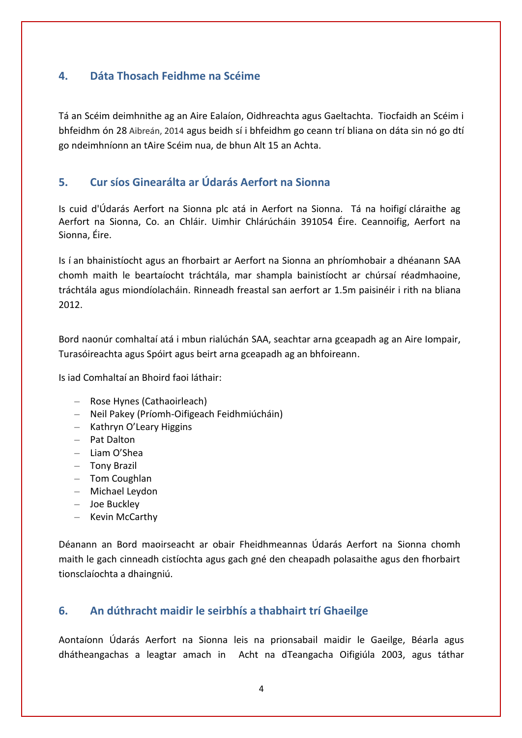## 4. Dáta Thosach Feidhme na Scéime

Tá an Scéim deimhnithe ag an Aire Ealaíon, Oidhreachta agus Gaeltachta. Tiocfaidh an Scéim i bhfeidhm ón 28 Aibreán, 2014 agus beidh sí i bhfeidhm go ceann trí bliana on dáta sin nó go dtí go ndeimhníonn an tAire Scéim nua, de bhun Alt 15 an Achta.

## 5. Cur síos Ginearálta ar Údarás Aerfort na Sionna

Is cuid d'Údarás Aerfort na Sionna plc atá in Aerfort na Sionna. Tá na hoifigí cláraithe ag Aerfort na Sionna, Co. an Chláir. Uimhir Chlárúcháin 391054 Éire. Ceannoifig, Aerfort na Sionna, Éire.

Is í an bhainistíocht agus an fhorbairt ar Aerfort na Sionna an phríomhobair a dhéanann SAA chomh maith le beartaíocht tráchtála, mar shampla bainistíocht ar chúrsaí réadmhaoine, tráchtála agus miondíolacháin. Rinneadh freastal san aerfort ar 1.5m paisinéir i rith na bliana 2012.

Bord naonúr comhaltaí atá i mbun rialúchán SAA, seachtar arna gceapadh ag an Aire Iompair, Turasóireachta agus Spóirt agus beirt arna gceapadh ag an bhfoireann.

Is iad Comhaltaí an Bhoird faoi láthair:

- Rose Hynes (Cathaoirleach)
- Neil Pakey (Príomh-Oifigeach Feidhmiúcháin)
- Kathryn O'Leary Higgins
- Pat Dalton
- Liam O'Shea
- Tony Brazil
- Tom Coughlan
- Michael Leydon
- Joe Buckley
- Kevin McCarthy

Déanann an Bord maoirseacht ar obair Fheidhmeannas Údarás Aerfort na Sionna chomh maith le gach cinneadh cistíochta agus gach gné den cheapadh polasaithe agus den fhorbairt tionsclaíochta a dhaingniú.

## 6. An dúthracht maidir le seirbhís a thabhairt trí Ghaeilge

Aontaíonn Údarás Aerfort na Sionna leis na prionsabail maidir le Gaeilge, Béarla agus dhátheangachas a leagtar amach in Acht na dTeangacha Oifigiúla 2003, agus táthar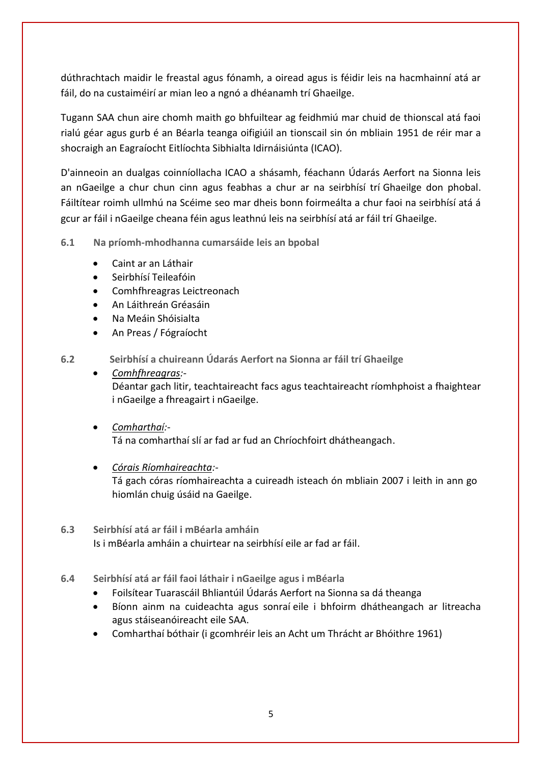dúthrachtach maidir le freastal agus fónamh, a oiread agus is féidir leis na hacmhainní atá ar fáil, do na custaiméirí ar mian leo a ngnó a dhéanamh trí Ghaeilge.

Tugann SAA chun aire chomh maith go bhfuiltear ag feidhmiú mar chuid de thionscal atá faoi rialú géar agus gurb é an Béarla teanga oifigiúil an tionscail sin ón mbliain 1951 de réir mar a shocraigh an Eagraíocht Eitlíochta Sibhialta Idirnáisiúnta (ICAO).

D'ainneoin an dualgas coinníollacha ICAO a shásamh, féachann Údarás Aerfort na Sionna leis an nGaeilge a chur chun cinn agus feabhas a chur ar na seirbhísí trí Ghaeilge don phobal. Fáiltítear roimh ullmhú na Scéime seo mar dheis bonn foirmeálta a chur faoi na seirbhísí atá á gcur ar fáil i nGaeilge cheana féin agus leathnú leis na seirbhísí atá ar fáil trí Ghaeilge.

### 6.1 Na príomh-mhodhanna cumarsáide leis an bpobal

- Caint ar an Láthair
- Seirbhísí Teileafóin
- Comhfhreagras Leictreonach
- An Láithreán Gréasáin
- Na Meáin Shóisialta
- An Preas / Fógraíocht

### 6.2 Seirbhísí a chuireann Údarás Aerfort na Sionna ar fáil trí Ghaeilge

- *Comhfhreagras:-*
  Déantar gach litir, teachtaireacht facs agus teachtaireacht ríomhphoist a fhaightear i nGaeilge a fhreagairt i nGaeilge.

- *Comharthaí:-*
  Tá na comharthaí slí ar fad ar fud an Chríochfoirt dhátheangach.

- *Córais Ríomhaireachta:-*
  Tá gach córas ríomhaireachta a cuireadh isteach ón mbliain 2007 i leith in ann go hiomlán chuig úsáid na Gaeilge.

### 6.3 Seirbhísí atá ar fáil i mBéarla amháin

Is i mBéarla amháin a chuirtear na seirbhísí eile ar fad ar fáil.

### 6.4 Seirbhísí atá ar fáil faoi láthair i nGaeilge agus i mBéarla

- Foilsítear Tuarascáil Bhliantúil Údarás Aerfort na Sionna sa dá theanga
- Bíonn ainm na cuideachta agus sonraí eile i bhfoirm dhátheangach ar litreacha agus stáiseanóireacht eile SAA.
- Comharthaí bóthair (i gcomhréir leis an Acht um Thrácht ar Bhóithre 1961)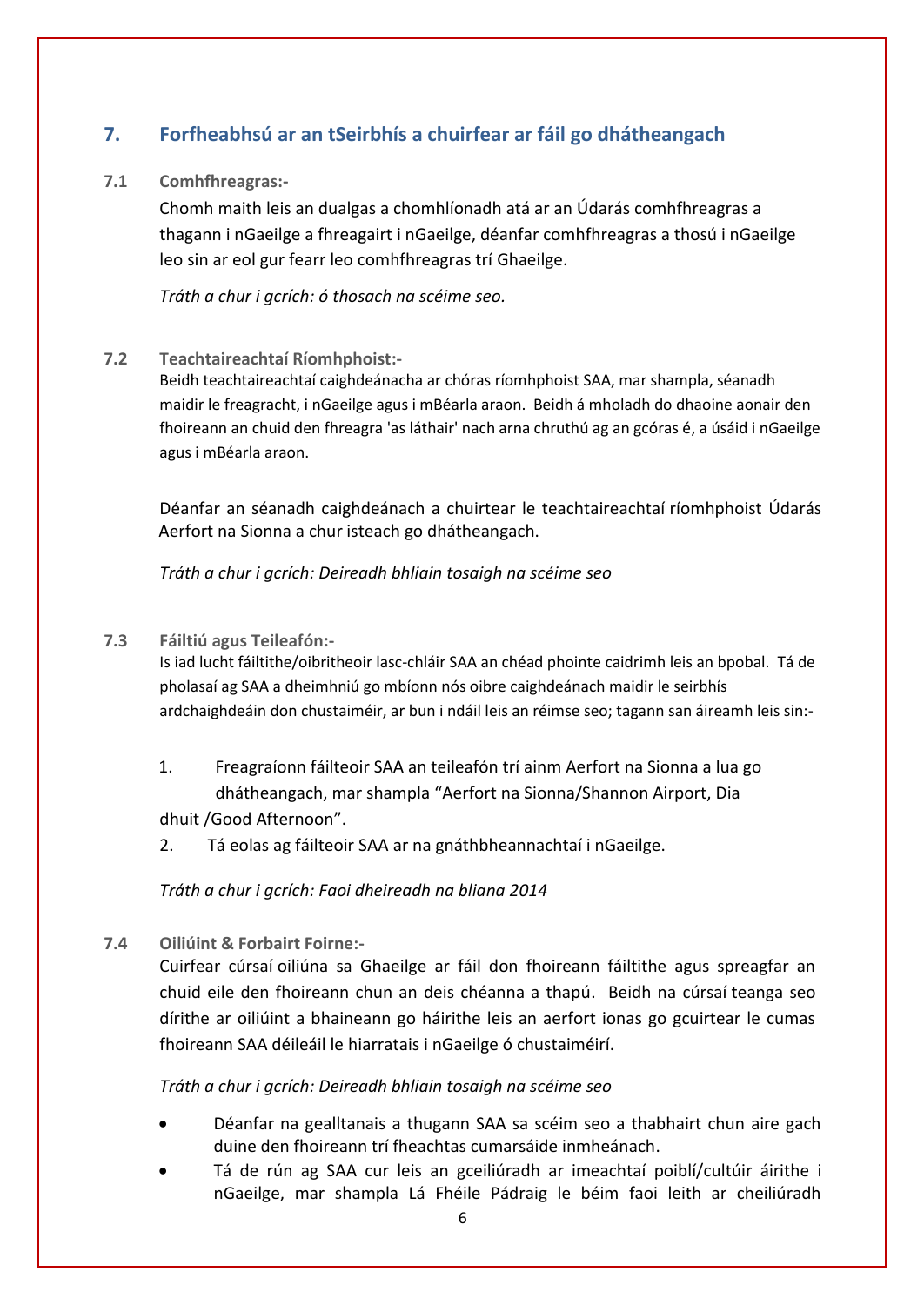## 7. Forfheabhsú ar an tSeirbhís a chuirfear ar fáil go dátheangach

### 7.1 Comhfhreagras:-

Chomh maith leis an dualgas a chomhlíonadh atá ar an Údarás comhfhreagras a thagann i nGaeilge a fhreagairt i nGaeilge, déanfar comhfhreagras a thosú i nGaeilge leo sin ar eol gur fearr leo comhfhreagras trí Ghaeilge.

*Tráth a chur i gcrích: ó thosach na scéime seo.*

### 7.2 Teachtaireachtaí Ríomhphoist:-

Beidh teachtaireachtaí caighdeánacha ar chóras ríomhphoist SAA, mar shampla, séanadh maidir le freagracht, i nGaeilge agus i mBéarla araon. Beidh á mholadh do dhaoine aonair den fhoireann an chuid den fhreagra 'as láthair' nach arna chruthú ag an gcóras é, a úsáid i nGaeilge agus i mBéarla araon.

Déanfar an séanadh caighdeánach a chuirtear le teachtaireachtaí ríomhphoist Údarás Aerfort na Sionna a chur isteach go dátheangach.

*Tráth a chur i gcrích: Deireadh bhliain tosaigh na scéime seo*

### 7.3 Fáiltiú agus Teileafón:-

Is iad lucht fáiltithe/oibritheoir lasc-chláir SAA an chéad phointe caidrimh leis an bpobal. Tá de pholasaí ag SAA a dheimhniú go mbíonn nós oibre caighdeánach maidir le seirbhís ardchaighdeáin don chustaiméir, ar bun i ndáil leis an réimse seo; tagann san áireamh leis sin:-

1. Freagraíonn fáilteoir SAA an teileafón trí ainm Aerfort na Sionna a lua go dátheangach, mar shampla “Aerfort na Sionna/Shannon Airport, Dia dhuit /Good Afternoon”.
2. Tá eolas ag fáilteoir SAA ar na gnáthbheannachtaí i nGaeilge.

*Tráth a chur i gcrích: Faoi dheireadh na bliana 2014*

### 7.4 Oiliúint & Forbairt Foirne:-

Cuirfear cúrsaí oiliúna sa Ghaeilge ar fáil don fhoireann fáiltithe agus spreagfar an chuid eile den fhoireann chun an deis chéanna a thapú. Beidh na cúrsaí teanga seo dírithe ar oiliúint a bhaineann go háirithe leis an aerfort ionas go gcuirtear le cumas fhoireann SAA déileáil le hiarratais i nGaeilge ó chustaiméirí.

*Tráth a chur i gcrích: Deireadh bhliain tosaigh na scéime seo*

- Déanfar na gealltanais a thugann SAA sa scéim seo a thabhairt chun aire gach duine den fhoireann trí fheachtas cumarsáide inmheánach.
- Tá de rún ag SAA cur leis an gceiliúradh ar imeachtaí poiblí/cultúir áirithe i nGaeilge, mar shampla Lá Fhéile Pádraig le béim faoi leith ar cheiliúradh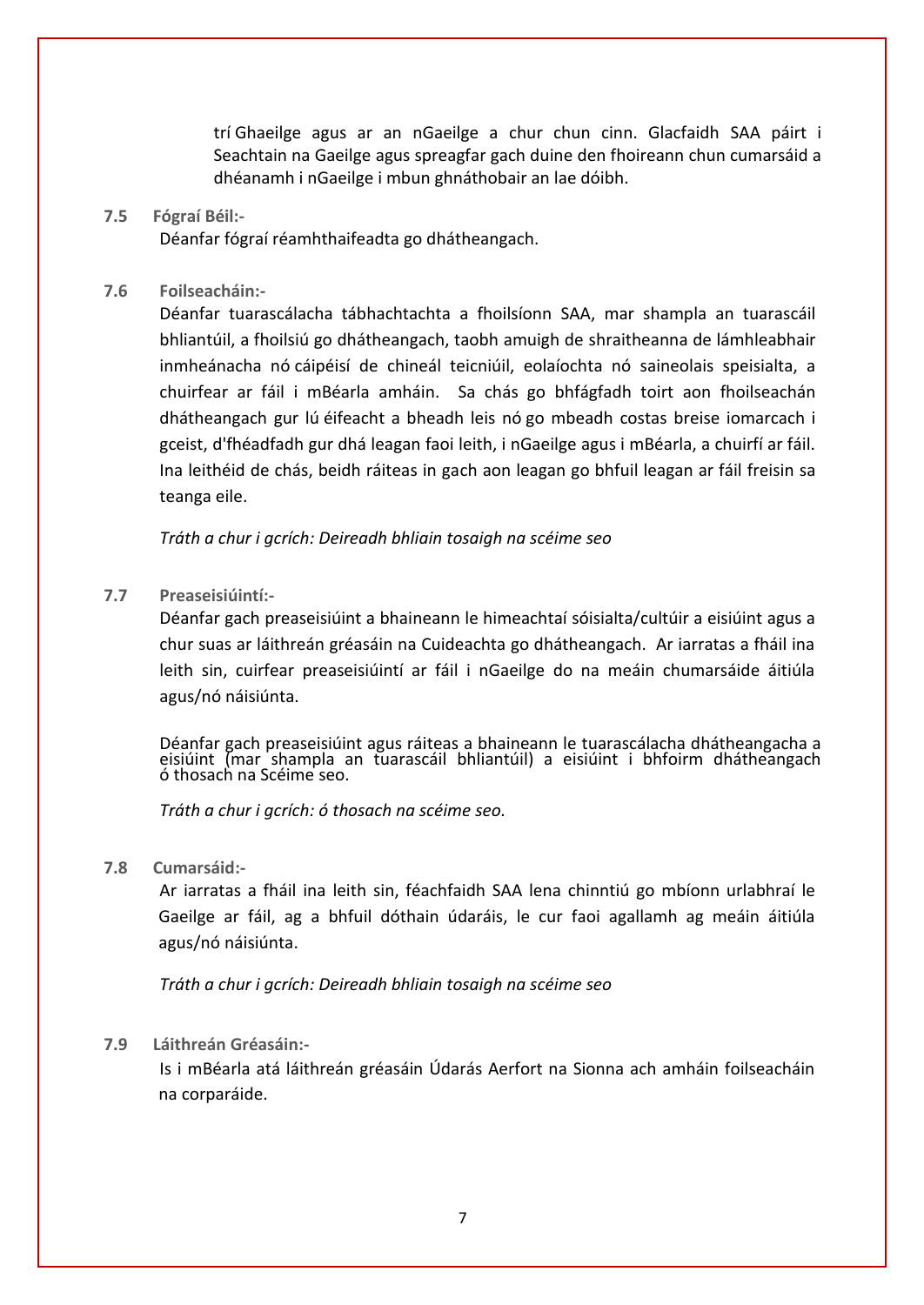trí Ghaeilge agus ar an nGaeilge a chur chun cinn. Glacfaidh SAA páirt i Seachtain na Gaeilge agus spreagfar gach duine den fhoireann chun cumarsáid a dhéanamh i nGaeilge i mbun ghnáthobair an lae dóibh.

**7.5 Fógraí Béil:-**

Déanfar fógraí réamhthaifeadta go dhátheangach.

**7.6 Foilseacháin:-**

Déanfar tuarascálacha tábhachtachta a fhoilsíonn SAA, mar shampla an tuarascáil bhliantúil, a fhoilsiú go dhátheangach, taobh amuigh de shraitheanna de lámhleabhair inmheánacha nó cáipéisí de chineál teicniúil, eolaíochta nó saineolais speisialta, a chuirfear ar fáil i mBéarla amháin. Sa chás go bhfágfadh toirt aon fhoilseachán dhátheangach gur lú éifeacht a bheadh leis nó go mbeadh costas breise iomarcach i gceist, d'fhéadfadh gur dhá leagan faoi leith, i nGaeilge agus i mBéarla, a chuirfí ar fáil. Ina leithéid de chás, beidh ráiteas in gach aon leagan go bhfuil leagan ar fáil freisin sa teanga eile.

*Tráth a chur i gcrích: Deireadh bhliain tosaigh na scéime seo*

**7.7 Preaseisiúintí:-**

Déanfar gach preaseisiúint a bhaineann le himeachtaí sóisialta/cultúir a eisiúint agus a chur suas ar láithreán gréasáin na Cuideachta go dhátheangach. Ar iarratas a fháil ina leith sin, cuirfear preaseisiúintí ar fáil i nGaeilge do na meáin chumarsáide áitiúla agus/nó náisiúnta.

Déanfar gach preaseisiúint agus ráiteas a bhaineann le tuarascálacha dhátheangacha a eisiúint (mar shampla an tuarascáil bhliantúil) a eisiúint i bhfoirm dhátheangach ó thosach na Scéime seo.

*Tráth a chur i gcrích: ó thosach na scéime seo.*

**7.8 Cumarsáid:-**

Ar iarratas a fháil ina leith sin, féachfaidh SAA lena chinntiú go mbíonn urlabhraí le Gaeilge ar fáil, ag a bhfuil dóthain údaráis, le cur faoi agallamh ag meáin áitiúla agus/nó náisiúnta.

*Tráth a chur i gcrích: Deireadh bhliain tosaigh na scéime seo*

**7.9 Láithreán Gréasáin:-**

Is i mBéarla atá láithreán gréasáin Údarás Aerfort na Sionna ach amháin foilseacháin na corparáide.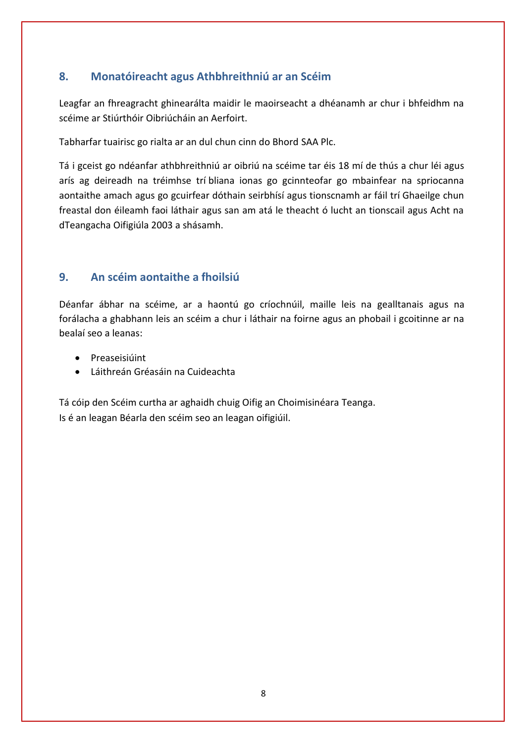## 8. Monatóireacht agus Athbhreithniú ar an Scéim

Leagfar an fhreagracht ghinearálta maidir le maoirseacht a dhéanamh ar chur i bhfeidhm na scéime ar Stiúrthóir Oibriúcháin an Aerfoirt.

Tabharfar tuairisc go rialta ar an dul chun cinn do Bhord SAA Plc.

Tá i gceist go ndéanfar athbhreithniú ar oibriú na scéime tar éis 18 mí de thús a chur léi agus arís ag deireadh na tréimhse trí bliana ionas go gcinnteofar go mbainfear na spriocanna aontaithe amach agus go gcuirfear dóthain seirbhísí agus tionscnamh ar fáil trí Ghaeilge chun freastal don éileamh faoi láthair agus san am atá le theacht ó lucht an tionscail agus Acht na dTeangacha Oifigiúla 2003 a shásamh.

## 9. An scéim aontaithe a fhoilsiú

Déanfar ábhar na scéime, ar a haontú go críochnúil, maille leis na gealltanais agus na forálacha a ghabhann leis an scéim a chur i láthair na foirne agus an phobail i gcoitinne ar na bealaí seo a leanas:

- Preaseisiúint
- Láithreán Gréasáin na Cuideachta

Tá cóip den Scéim curtha ar aghaidh chuig Oifig an Choimisinéara Teanga.
Is é an leagan Béarla den scéim seo an leagan oifigiúil.